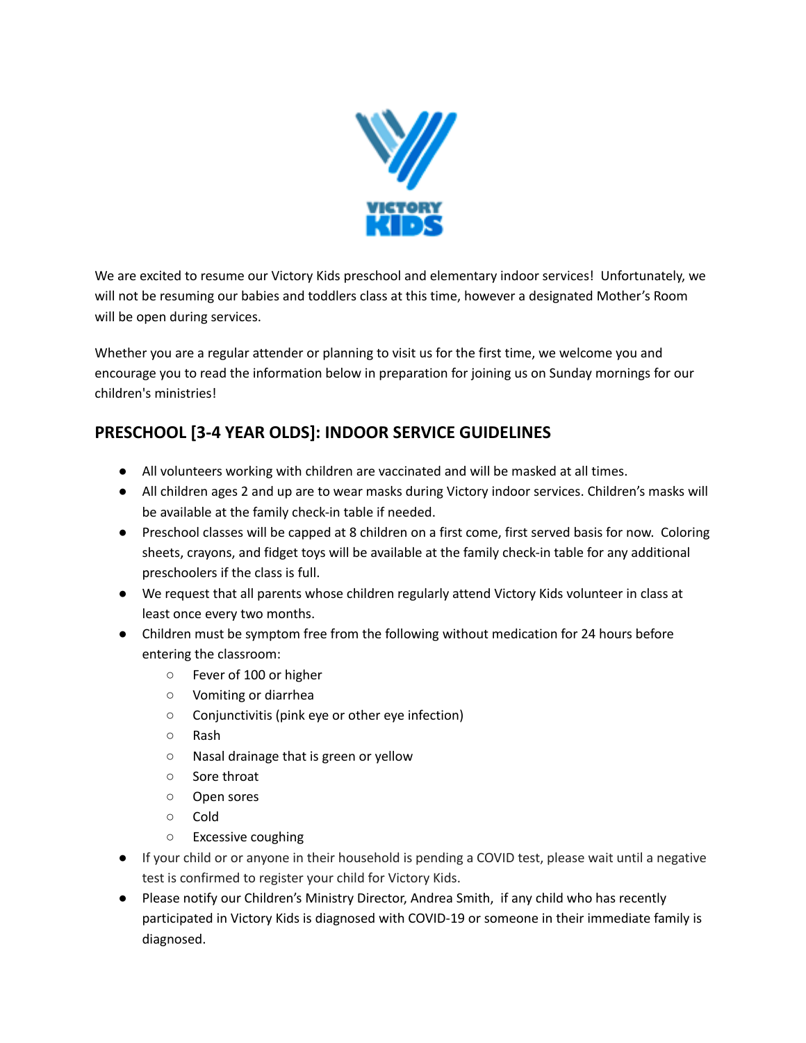We are excited to resume our Victory Kids preschool and elementary indoor services!  Unfortunately, we will not be resuming our babies and toddlers class at this time, however a designated Mother's Room will be open during services.

Whether you are a regular attender or planning to visit us for the first time, we welcome you and encourage you to read the information below in preparation for joining us on Sunday mornings for our children's ministries!

## PRESCHOOL [3-4 YEAR OLDS]: INDOOR SERVICE GUIDELINES

- All volunteers working with children are vaccinated and will be masked at all times.
- All children ages 2 and up are to wear masks during Victory indoor services. Children's masks will be available at the family check-in table if needed.
- Preschool classes will be capped at 8 children on a first come, first served basis for now.  Coloring sheets, crayons, and fidget toys will be available at the family check-in table for any additional preschoolers if the class is full.
- We request that all parents whose children regularly attend Victory Kids volunteer in class at least once every two months.
- Children must be symptom free from the following without medication for 24 hours before entering the classroom:
  - Fever of 100 or higher
  - Vomiting or diarrhea
  - Conjunctivitis (pink eye or other eye infection)
  - Rash
  - Nasal drainage that is green or yellow
  - Sore throat
  - Open sores
  - Cold
  - Excessive coughing
- If your child or or anyone in their household is pending a COVID test, please wait until a negative test is confirmed to register your child for Victory Kids.
- Please notify our Children's Ministry Director, Andrea Smith,  if any child who has recently participated in Victory Kids is diagnosed with COVID-19 or someone in their immediate family is diagnosed.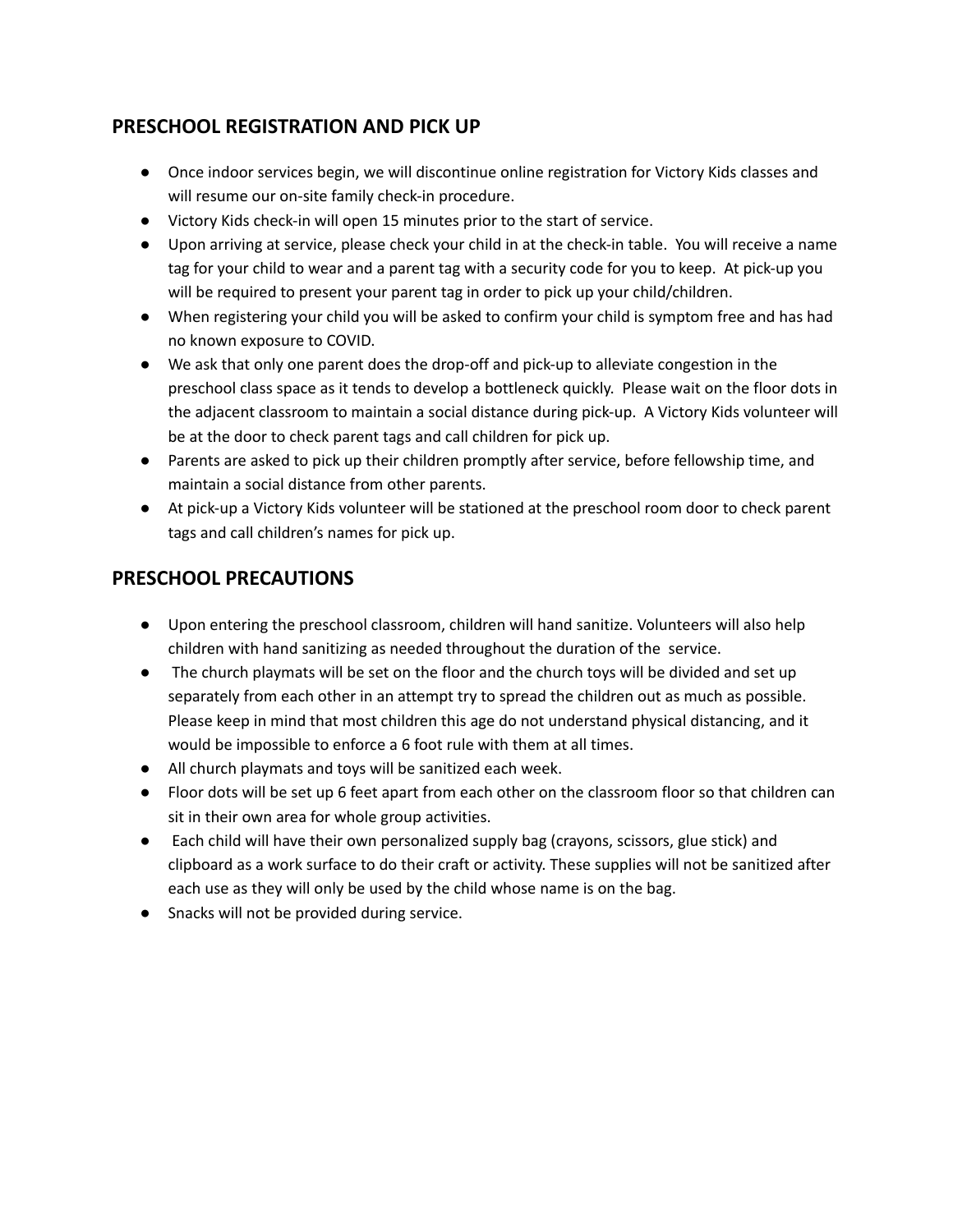## PRESCHOOL REGISTRATION AND PICK UP

- Once indoor services begin, we will discontinue online registration for Victory Kids classes and will resume our on-site family check-in procedure.
- Victory Kids check-in will open 15 minutes prior to the start of service.
- Upon arriving at service, please check your child in at the check-in table. You will receive a name tag for your child to wear and a parent tag with a security code for you to keep. At pick-up you will be required to present your parent tag in order to pick up your child/children.
- When registering your child you will be asked to confirm your child is symptom free and has had no known exposure to COVID.
- We ask that only one parent does the drop-off and pick-up to alleviate congestion in the preschool class space as it tends to develop a bottleneck quickly. Please wait on the floor dots in the adjacent classroom to maintain a social distance during pick-up. A Victory Kids volunteer will be at the door to check parent tags and call children for pick up.
- Parents are asked to pick up their children promptly after service, before fellowship time, and maintain a social distance from other parents.
- At pick-up a Victory Kids volunteer will be stationed at the preschool room door to check parent tags and call children's names for pick up.

## PRESCHOOL PRECAUTIONS

- Upon entering the preschool classroom, children will hand sanitize. Volunteers will also help children with hand sanitizing as needed throughout the duration of the service.
- The church playmats will be set on the floor and the church toys will be divided and set up separately from each other in an attempt try to spread the children out as much as possible. Please keep in mind that most children this age do not understand physical distancing, and it would be impossible to enforce a 6 foot rule with them at all times.
- All church playmats and toys will be sanitized each week.
- Floor dots will be set up 6 feet apart from each other on the classroom floor so that children can sit in their own area for whole group activities.
- Each child will have their own personalized supply bag (crayons, scissors, glue stick) and clipboard as a work surface to do their craft or activity. These supplies will not be sanitized after each use as they will only be used by the child whose name is on the bag.
- Snacks will not be provided during service.